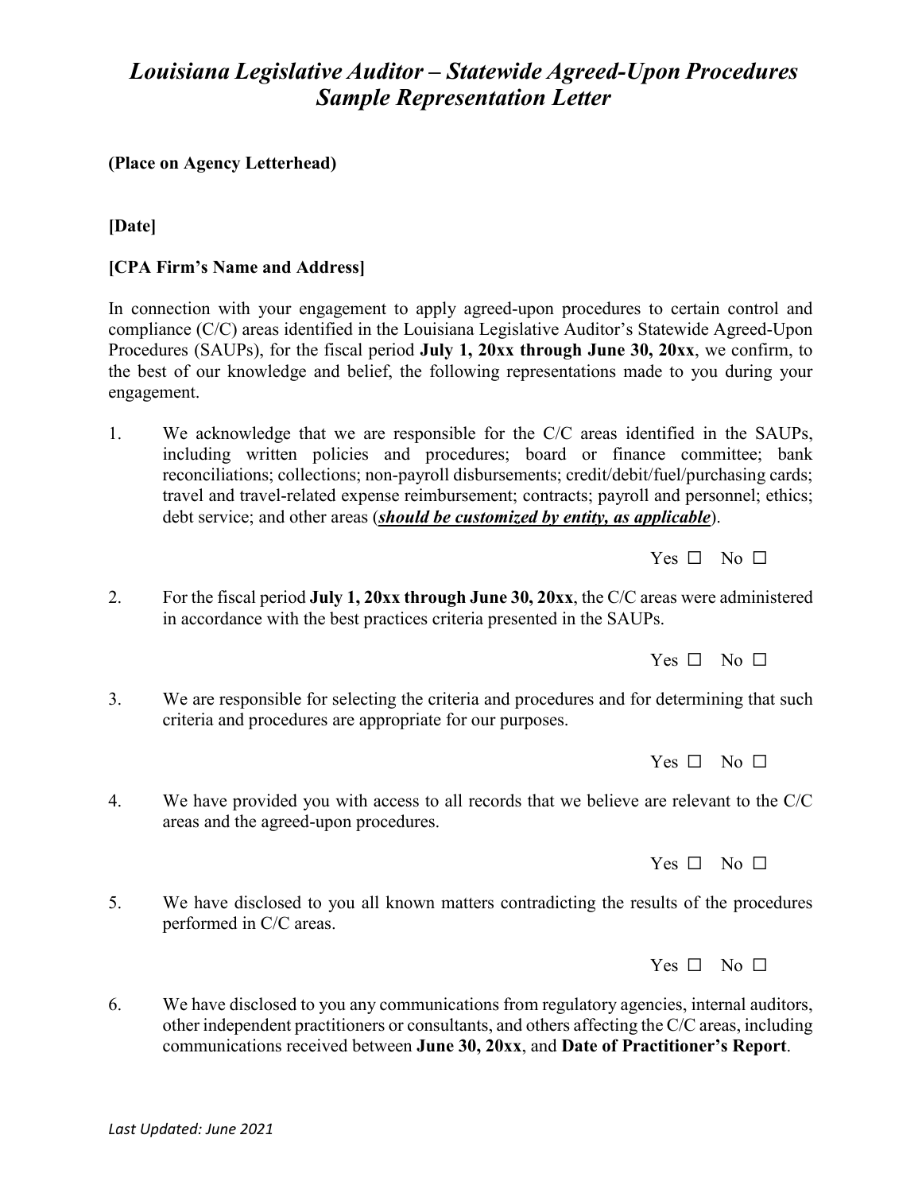# *Louisiana Legislative Auditor – Statewide Agreed-Upon Procedures Sample Representation Letter*

**(Place on Agency Letterhead)**

**[Date]**

**[CPA Firm's Name and Address]**

In connection with your engagement to apply agreed-upon procedures to certain control and compliance (C/C) areas identified in the Louisiana Legislative Auditor's Statewide Agreed-Upon Procedures (SAUPs), for the fiscal period **July 1, 20xx through June 30, 20xx**, we confirm, to the best of our knowledge and belief, the following representations made to you during your engagement.

1. We acknowledge that we are responsible for the C/C areas identified in the SAUPs, including written policies and procedures; board or finance committee; bank reconciliations; collections; non-payroll disbursements; credit/debit/fuel/purchasing cards; travel and travel-related expense reimbursement; contracts; payroll and personnel; ethics; debt service; and other areas (***should be customized by entity, as applicable***).

   Yes ☐ No ☐

2. For the fiscal period **July 1, 20xx through June 30, 20xx**, the C/C areas were administered in accordance with the best practices criteria presented in the SAUPs.

   Yes ☐ No ☐

3. We are responsible for selecting the criteria and procedures and for determining that such criteria and procedures are appropriate for our purposes.

   Yes ☐ No ☐

4. We have provided you with access to all records that we believe are relevant to the C/C areas and the agreed-upon procedures.

   Yes ☐ No ☐

5. We have disclosed to you all known matters contradicting the results of the procedures performed in C/C areas.

   Yes ☐ No ☐

6. We have disclosed to you any communications from regulatory agencies, internal auditors, other independent practitioners or consultants, and others affecting the C/C areas, including communications received between **June 30, 20xx**, and **Date of Practitioner's Report**.

*Last Updated: June 2021*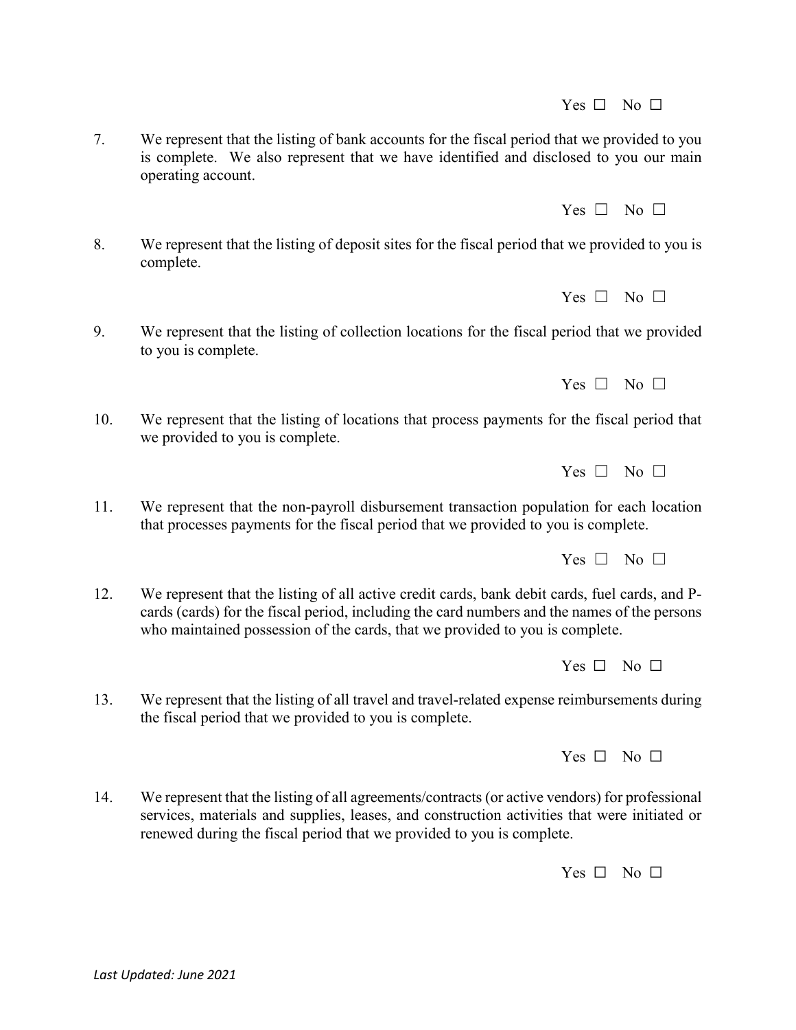Yes ☐ No ☐

7. We represent that the listing of bank accounts for the fiscal period that we provided to you is complete. We also represent that we have identified and disclosed to you our main operating account.

Yes ☐ No ☐

8. We represent that the listing of deposit sites for the fiscal period that we provided to you is complete.

Yes ☐ No ☐

9. We represent that the listing of collection locations for the fiscal period that we provided to you is complete.

Yes ☐ No ☐

10. We represent that the listing of locations that process payments for the fiscal period that we provided to you is complete.

Yes ☐ No ☐

11. We represent that the non-payroll disbursement transaction population for each location that processes payments for the fiscal period that we provided to you is complete.

Yes ☐ No ☐

12. We represent that the listing of all active credit cards, bank debit cards, fuel cards, and P-cards (cards) for the fiscal period, including the card numbers and the names of the persons who maintained possession of the cards, that we provided to you is complete.

Yes ☐ No ☐

13. We represent that the listing of all travel and travel-related expense reimbursements during the fiscal period that we provided to you is complete.

Yes ☐ No ☐

14. We represent that the listing of all agreements/contracts (or active vendors) for professional services, materials and supplies, leases, and construction activities that were initiated or renewed during the fiscal period that we provided to you is complete.

Yes ☐ No ☐

*Last Updated: June 2021*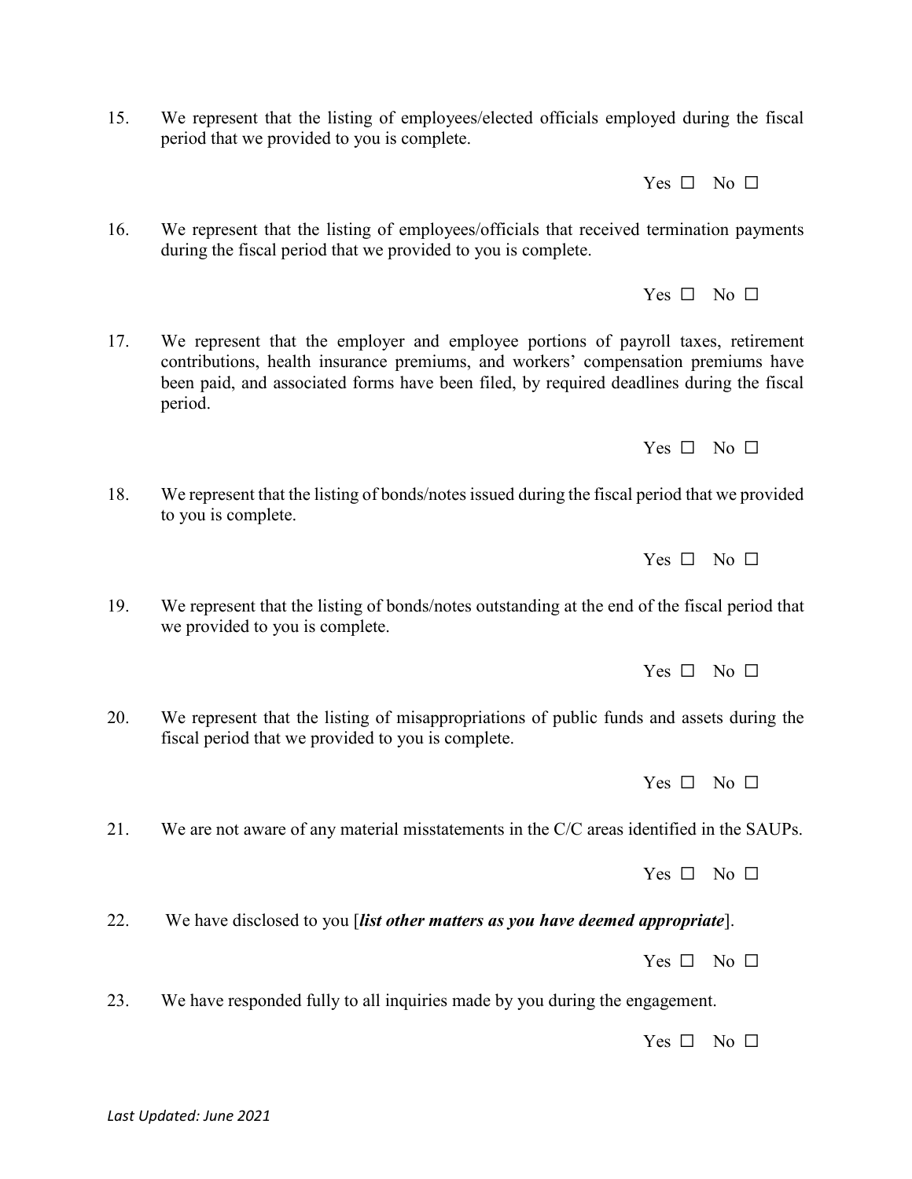15. We represent that the listing of employees/elected officials employed during the fiscal period that we provided to you is complete.

Yes ☐ No ☐

16. We represent that the listing of employees/officials that received termination payments during the fiscal period that we provided to you is complete.

Yes ☐ No ☐

17. We represent that the employer and employee portions of payroll taxes, retirement contributions, health insurance premiums, and workers' compensation premiums have been paid, and associated forms have been filed, by required deadlines during the fiscal period.

Yes ☐ No ☐

18. We represent that the listing of bonds/notes issued during the fiscal period that we provided to you is complete.

Yes ☐ No ☐

19. We represent that the listing of bonds/notes outstanding at the end of the fiscal period that we provided to you is complete.

Yes ☐ No ☐

20. We represent that the listing of misappropriations of public funds and assets during the fiscal period that we provided to you is complete.

Yes ☐ No ☐

21. We are not aware of any material misstatements in the C/C areas identified in the SAUPs.

Yes ☐ No ☐

22. We have disclosed to you [***list other matters as you have deemed appropriate***].

Yes ☐ No ☐

23. We have responded fully to all inquiries made by you during the engagement.

Yes ☐ No ☐

*Last Updated: June 2021*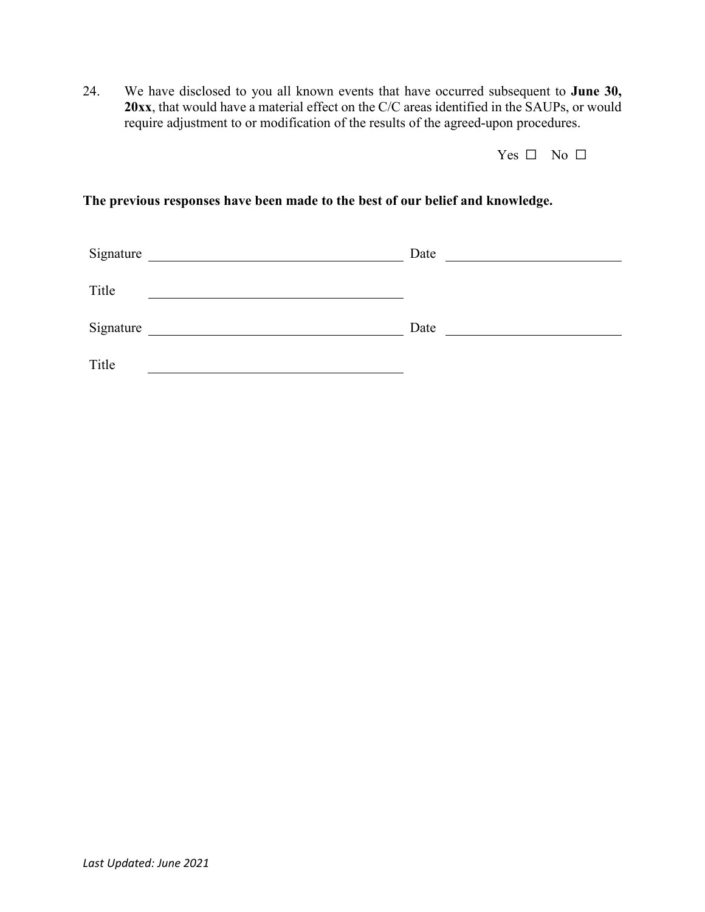24. We have disclosed to you all known events that have occurred subsequent to **June 30, 20xx**, that would have a material effect on the C/C areas identified in the SAUPs, or would require adjustment to or modification of the results of the agreed-upon procedures.

Yes ☐ No ☐

**The previous responses have been made to the best of our belief and knowledge.**

Signature \_\_\_\_\_\_\_\_\_\_\_\_\_\_\_\_\_\_\_\_\_\_\_\_\_\_\_\_\_\_\_\_ Date \_\_\_\_\_\_\_\_\_\_\_\_\_\_\_\_\_\_\_\_\_\_

Title \_\_\_\_\_\_\_\_\_\_\_\_\_\_\_\_\_\_\_\_\_\_\_\_\_\_\_\_\_\_\_\_

Signature \_\_\_\_\_\_\_\_\_\_\_\_\_\_\_\_\_\_\_\_\_\_\_\_\_\_\_\_\_\_\_\_ Date \_\_\_\_\_\_\_\_\_\_\_\_\_\_\_\_\_\_\_\_\_\_

Title \_\_\_\_\_\_\_\_\_\_\_\_\_\_\_\_\_\_\_\_\_\_\_\_\_\_\_\_\_\_\_\_

*Last Updated: June 2021*